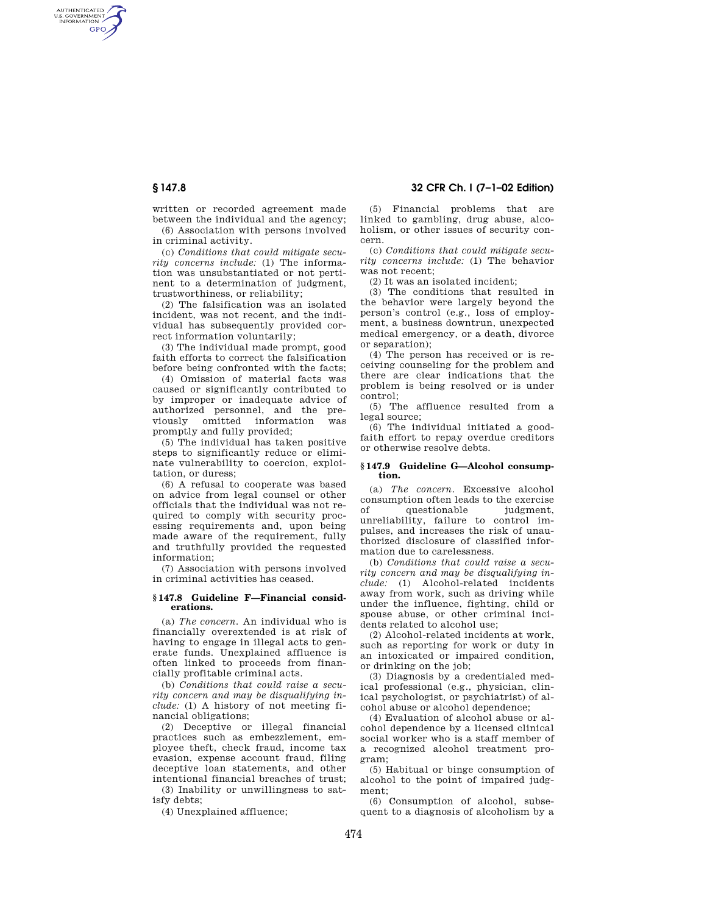written or recorded agreement made between the individual and the agency;

(6) Association with persons involved in criminal activity.

(c) *Conditions that could mitigate security concerns include:* (1) The information was unsubstantiated or not pertinent to a determination of judgment, trustworthiness, or reliability;

(2) The falsification was an isolated incident, was not recent, and the individual has subsequently provided correct information voluntarily;

(3) The individual made prompt, good faith efforts to correct the falsification before being confronted with the facts;

(4) Omission of material facts was caused or significantly contributed to by improper or inadequate advice of authorized personnel, and the previously omitted information was promptly and fully provided;

(5) The individual has taken positive steps to significantly reduce or eliminate vulnerability to coercion, exploitation, or duress;

(6) A refusal to cooperate was based on advice from legal counsel or other officials that the individual was not required to comply with security processing requirements and, upon being made aware of the requirement, fully and truthfully provided the requested information;

(7) Association with persons involved in criminal activities has ceased.

### § 147.8 Guideline F—Financial considerations.

(a) *The concern.* An individual who is financially overextended is at risk of having to engage in illegal acts to generate funds. Unexplained affluence is often linked to proceeds from financially profitable criminal acts.

(b) *Conditions that could raise a security concern and may be disqualifying include:* (1) A history of not meeting financial obligations;

(2) Deceptive or illegal financial practices such as embezzlement, employee theft, check fraud, income tax evasion, expense account fraud, filing deceptive loan statements, and other intentional financial breaches of trust;

(3) Inability or unwillingness to satisfy debts;

(4) Unexplained affluence;

(5) Financial problems that are linked to gambling, drug abuse, alcoholism, or other issues of security concern.

(c) *Conditions that could mitigate security concerns include:* (1) The behavior was not recent;

(2) It was an isolated incident;

(3) The conditions that resulted in the behavior were largely beyond the person's control (e.g., loss of employment, a business downtrun, unexpected medical emergency, or a death, divorce or separation);

(4) The person has received or is receiving counseling for the problem and there are clear indications that the problem is being resolved or is under control;

(5) The affluence resulted from a legal source;

(6) The individual initiated a good-faith effort to repay overdue creditors or otherwise resolve debts.

### § 147.9 Guideline G—Alcohol consumption.

(a) *The concern.* Excessive alcohol consumption often leads to the exercise of questionable judgment, unreliability, failure to control impulses, and increases the risk of unauthorized disclosure of classified information due to carelessness.

(b) *Conditions that could raise a security concern and may be disqualifying include:* (1) Alcohol-related incidents away from work, such as driving while under the influence, fighting, child or spouse abuse, or other criminal incidents related to alcohol use;

(2) Alcohol-related incidents at work, such as reporting for work or duty in an intoxicated or impaired condition, or drinking on the job;

(3) Diagnosis by a credentialed medical professional (e.g., physician, clinical psychologist, or psychiatrist) of alcohol abuse or alcohol dependence;

(4) Evaluation of alcohol abuse or alcohol dependence by a licensed clinical social worker who is a staff member of a recognized alcohol treatment program;

(5) Habitual or binge consumption of alcohol to the point of impaired judgment;

(6) Consumption of alcohol, subsequent to a diagnosis of alcoholism by a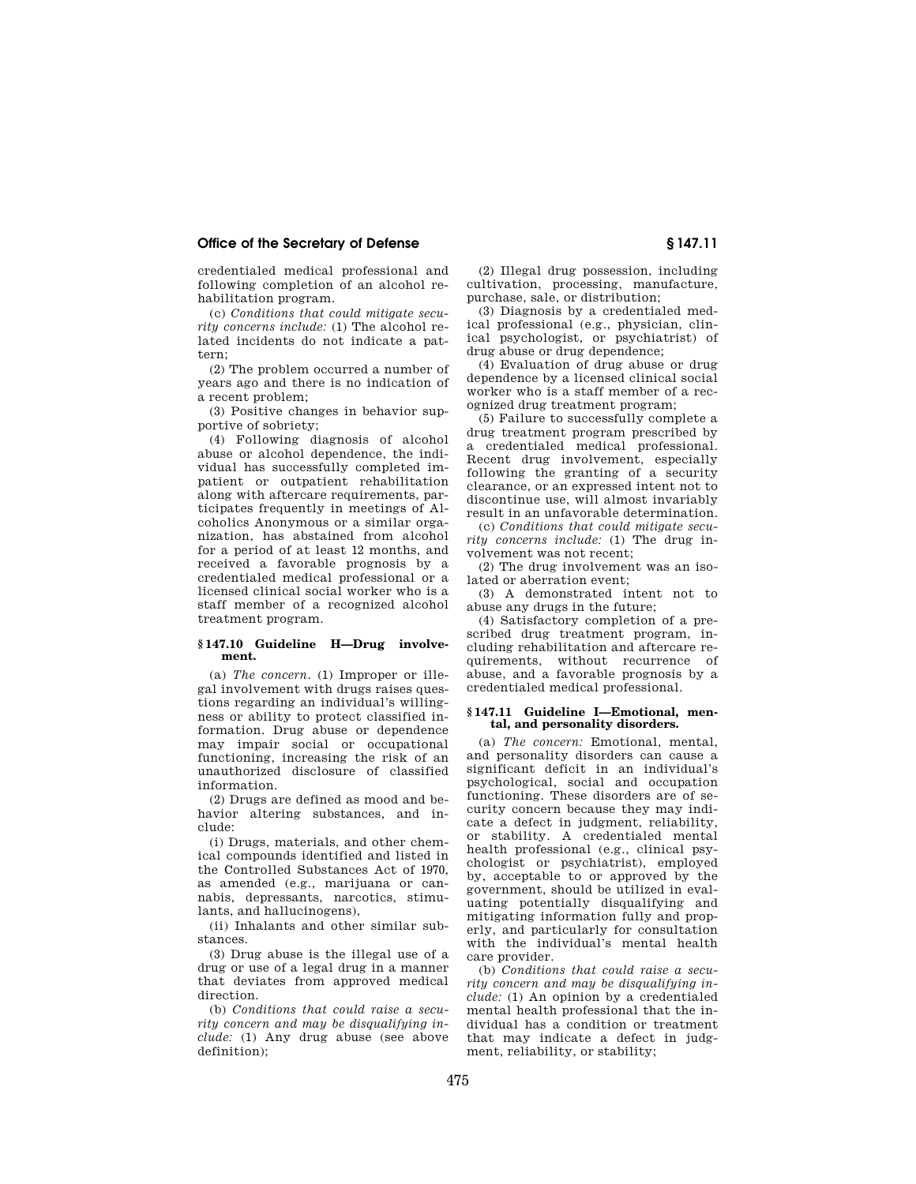credentialed medical professional and following completion of an alcohol rehabilitation program.

(c) *Conditions that could mitigate security concerns include:* (1) The alcohol related incidents do not indicate a pattern;

(2) The problem occurred a number of years ago and there is no indication of a recent problem;

(3) Positive changes in behavior supportive of sobriety;

(4) Following diagnosis of alcohol abuse or alcohol dependence, the individual has successfully completed impatient or outpatient rehabilitation along with aftercare requirements, participates frequently in meetings of Alcoholics Anonymous or a similar organization, has abstained from alcohol for a period of at least 12 months, and received a favorable prognosis by a credentialed medical professional or a licensed clinical social worker who is a staff member of a recognized alcohol treatment program.

### § 147.10 Guideline H—Drug involvement.

(a) *The concern.* (1) Improper or illegal involvement with drugs raises questions regarding an individual's willingness or ability to protect classified information. Drug abuse or dependence may impair social or occupational functioning, increasing the risk of an unauthorized disclosure of classified information.

(2) Drugs are defined as mood and behavior altering substances, and include:

(i) Drugs, materials, and other chemical compounds identified and listed in the Controlled Substances Act of 1970, as amended (e.g., marijuana or cannabis, depressants, narcotics, stimulants, and hallucinogens),

(ii) Inhalants and other similar substances.

(3) Drug abuse is the illegal use of a drug or use of a legal drug in a manner that deviates from approved medical direction.

(b) *Conditions that could raise a security concern and may be disqualifying include:* (1) Any drug abuse (see above definition);

(2) Illegal drug possession, including cultivation, processing, manufacture, purchase, sale, or distribution;

(3) Diagnosis by a credentialed medical professional (e.g., physician, clinical psychologist, or psychiatrist) of drug abuse or drug dependence;

(4) Evaluation of drug abuse or drug dependence by a licensed clinical social worker who is a staff member of a recognized drug treatment program;

(5) Failure to successfully complete a drug treatment program prescribed by a credentialed medical professional. Recent drug involvement, especially following the granting of a security clearance, or an expressed intent not to discontinue use, will almost invariably result in an unfavorable determination.

(c) *Conditions that could mitigate security concerns include:* (1) The drug involvement was not recent;

(2) The drug involvement was an isolated or aberration event;

(3) A demonstrated intent not to abuse any drugs in the future;

(4) Satisfactory completion of a prescribed drug treatment program, including rehabilitation and aftercare requirements, without recurrence of abuse, and a favorable prognosis by a credentialed medical professional.

### § 147.11 Guideline I—Emotional, mental, and personality disorders.

(a) *The concern:* Emotional, mental, and personality disorders can cause a significant deficit in an individual's psychological, social and occupation functioning. These disorders are of security concern because they may indicate a defect in judgment, reliability, or stability. A credentialed mental health professional (e.g., clinical psychologist or psychiatrist), employed by, acceptable to or approved by the government, should be utilized in evaluating potentially disqualifying and mitigating information fully and properly, and particularly for consultation with the individual's mental health care provider.

(b) *Conditions that could raise a security concern and may be disqualifying include:* (1) An opinion by a credentialed mental health professional that the individual has a condition or treatment that may indicate a defect in judgment, reliability, or stability;